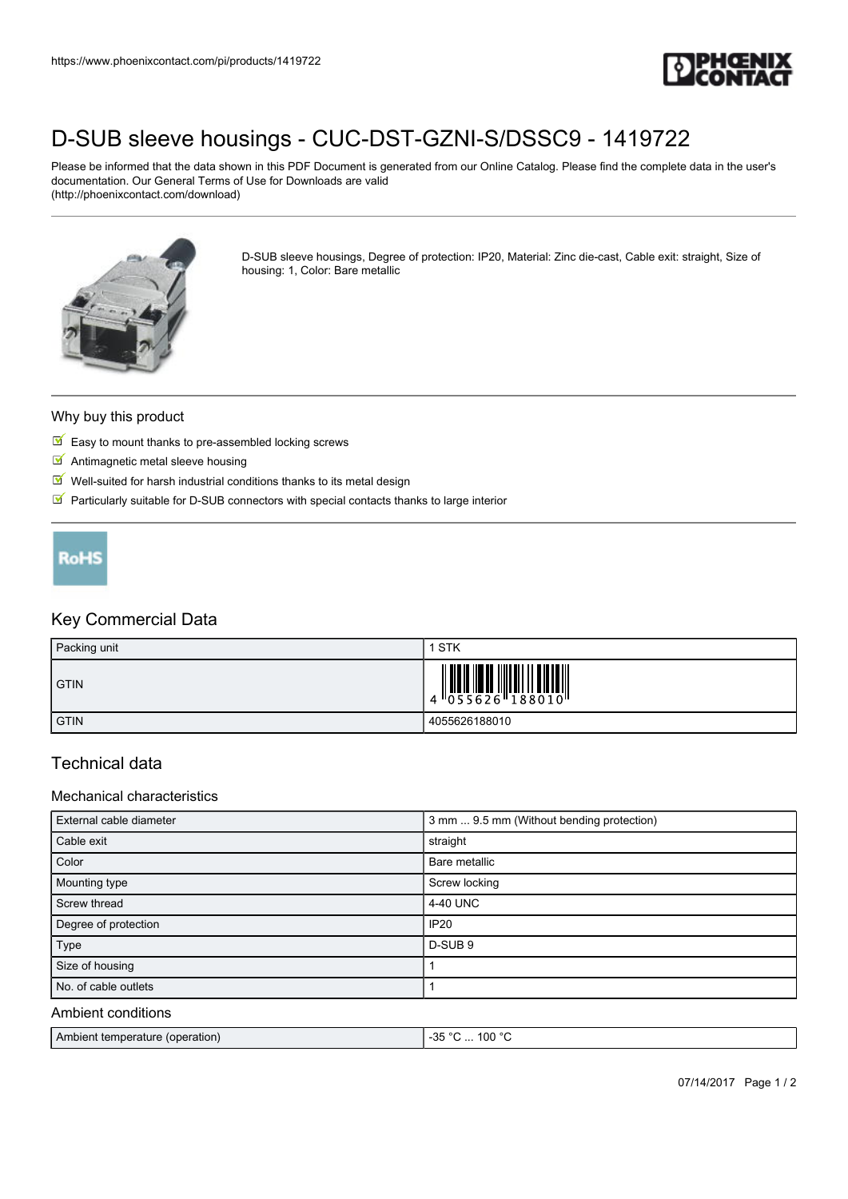# D-SUB sleeve housings - CUC-DST-GZNI-S/DSSC9 - 1419722

Please be informed that the data shown in this PDF Document is generated from our Online Catalog. Please find the complete data in the user's documentation. Our General Terms of Use for Downloads are valid (http://phoenixcontact.com/download)

D-SUB sleeve housings, Degree of protection: IP20, Material: Zinc die-cast, Cable exit: straight, Size of housing: 1, Color: Bare metallic

## Why buy this product

- Easy to mount thanks to pre-assembled locking screws
- Antimagnetic metal sleeve housing
- Well-suited for harsh industrial conditions thanks to its metal design
- Particularly suitable for D-SUB connectors with special contacts thanks to large interior

RoHS

## Key Commercial Data

| | |
|---|---|
| Packing unit | 1 STK |
| GTIN | 4 055626 188010 |
| GTIN | 4055626188010 |

## Technical data

### Mechanical characteristics

| | |
|---|---|
| External cable diameter | 3 mm ... 9.5 mm (Without bending protection) |
| Cable exit | straight |
| Color | Bare metallic |
| Mounting type | Screw locking |
| Screw thread | 4-40 UNC |
| Degree of protection | IP20 |
| Type | D-SUB 9 |
| Size of housing | 1 |
| No. of cable outlets | 1 |

### Ambient conditions

| | |
|---|---|
| Ambient temperature (operation) | -35 °C ... 100 °C |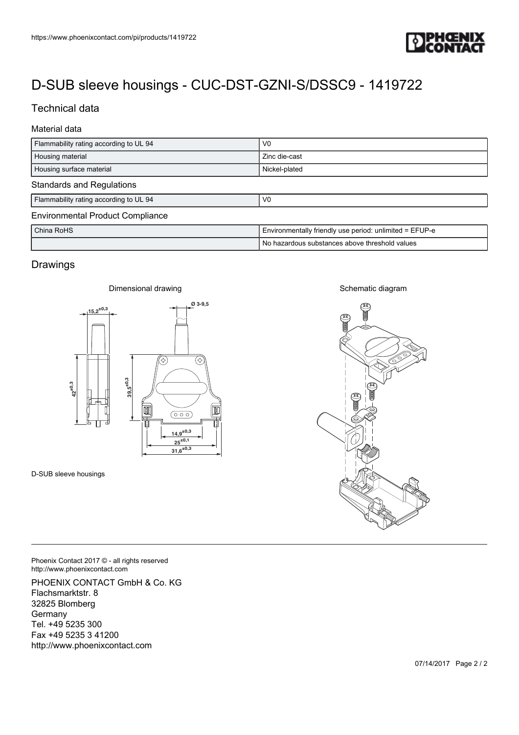# D-SUB sleeve housings - CUC-DST-GZNI-S/DSSC9 - 1419722

## Technical data

### Material data

| | |
|---|---|
| Flammability rating according to UL 94 | V0 |
| Housing material | Zinc die-cast |
| Housing surface material | Nickel-plated |

### Standards and Regulations

| | |
|---|---|
| Flammability rating according to UL 94 | V0 |

### Environmental Product Compliance

| | |
|---|---|
| China RoHS | Environmentally friendly use period: unlimited = EFUP-e |
| | No hazardous substances above threshold values |

## Drawings

Dimensional drawing

15,2$^{\pm0,3}$

Ø 3-9,5

42$^{\pm0,3}$

39,5$^{\pm0,3}$

14,9$^{\pm0,3}$

25$^{\pm0,1}$

31,6$^{\pm0,3}$

D-SUB sleeve housings

Schematic diagram

Phoenix Contact 2017 © - all rights reserved
http://www.phoenixcontact.com

PHOENIX CONTACT GmbH & Co. KG
Flachsmarktstr. 8
32825 Blomberg
Germany
Tel. +49 5235 300
Fax +49 5235 3 41200
http://www.phoenixcontact.com